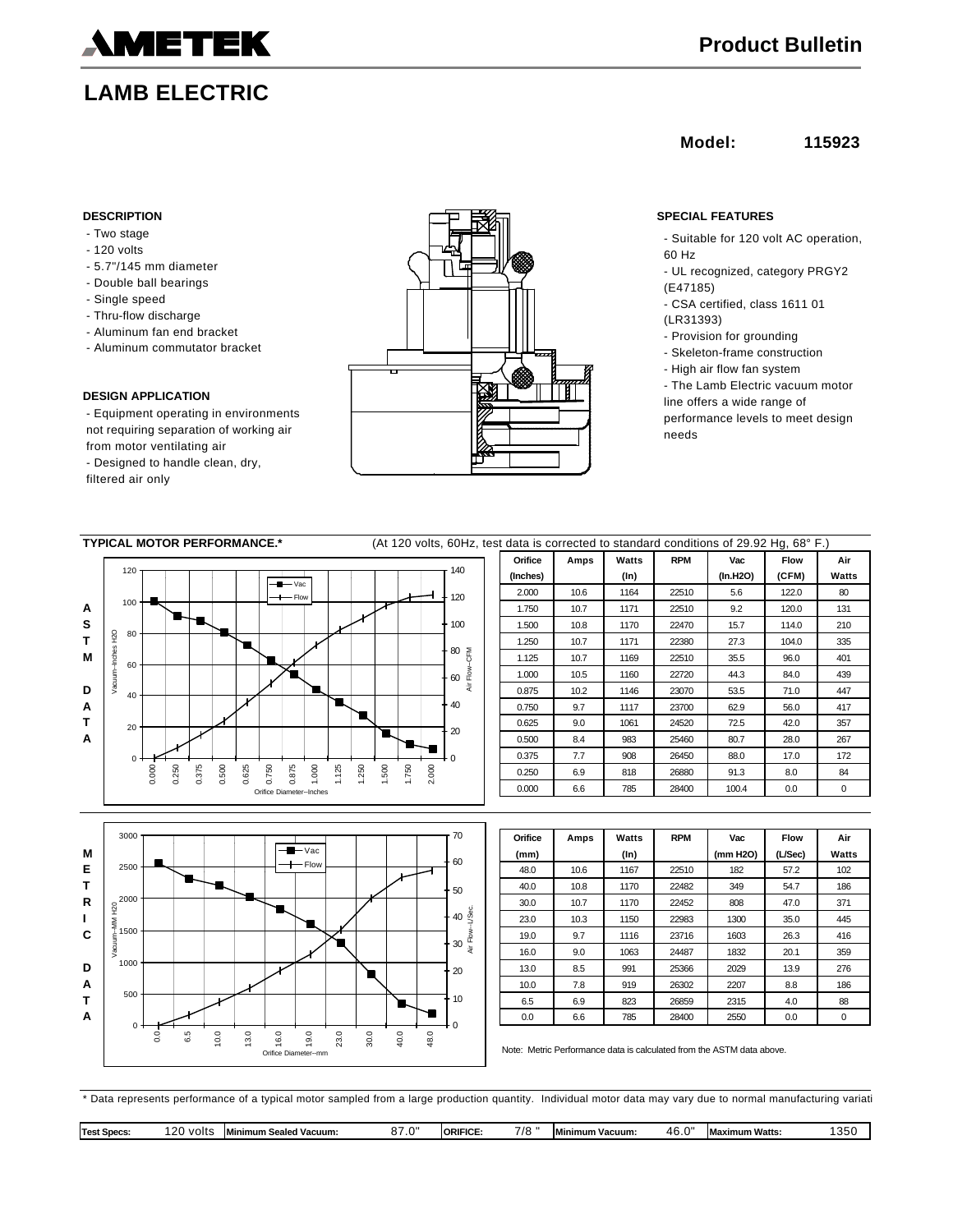# AMETEK

## Product Bulletin

# LAMB ELECTRIC

**Model: 115923**

### DESCRIPTION

- Two stage
- 120 volts
- 5.7"/145 mm diameter
- Double ball bearings
- Single speed
- Thru-flow discharge
- Aluminum fan end bracket
- Aluminum commutator bracket

### DESIGN APPLICATION

- Equipment operating in environments not requiring separation of working air from motor ventilating air
- Designed to handle clean, dry, filtered air only

### SPECIAL FEATURES

- Suitable for 120 volt AC operation, 60 Hz
- UL recognized, category PRGY2 (E47185)
- CSA certified, class 1611 01 (LR31393)
- Provision for grounding
- Skeleton-frame construction
- High air flow fan system
- The Lamb Electric vacuum motor line offers a wide range of performance levels to meet design needs

### TYPICAL MOTOR PERFORMANCE.*

(At 120 volts, 60Hz, test data is corrected to standard conditions of 29.92 Hg, 68° F.)

#### ASTM DATA

| Orifice (Inches) | Amps | Watts (In) | RPM | Vac (In.H2O) | Flow (CFM) | Air Watts |
|---|---|---|---|---|---|---|
| 2.000 | 10.6 | 1164 | 22510 | 5.6 | 122.0 | 80 |
| 1.750 | 10.7 | 1171 | 22510 | 9.2 | 120.0 | 131 |
| 1.500 | 10.8 | 1170 | 22470 | 15.7 | 114.0 | 210 |
| 1.250 | 10.7 | 1171 | 22380 | 27.3 | 104.0 | 335 |
| 1.125 | 10.7 | 1169 | 22510 | 35.5 | 96.0 | 401 |
| 1.000 | 10.5 | 1160 | 22720 | 44.3 | 84.0 | 439 |
| 0.875 | 10.2 | 1146 | 23070 | 53.5 | 71.0 | 447 |
| 0.750 | 9.7 | 1117 | 23700 | 62.9 | 56.0 | 417 |
| 0.625 | 9.0 | 1061 | 24520 | 72.5 | 42.0 | 357 |
| 0.500 | 8.4 | 983 | 25460 | 80.7 | 28.0 | 267 |
| 0.375 | 7.7 | 908 | 26450 | 88.0 | 17.0 | 172 |
| 0.250 | 6.9 | 818 | 26880 | 91.3 | 8.0 | 84 |
| 0.000 | 6.6 | 785 | 28400 | 100.4 | 0.0 | 0 |

#### METRIC DATA

| Orifice (mm) | Amps | Watts (In) | RPM | Vac (mm H2O) | Flow (L/Sec) | Air Watts |
|---|---|---|---|---|---|---|
| 48.0 | 10.6 | 1167 | 22510 | 182 | 57.2 | 102 |
| 40.0 | 10.8 | 1170 | 22482 | 349 | 54.7 | 186 |
| 30.0 | 10.7 | 1170 | 22452 | 808 | 47.0 | 371 |
| 23.0 | 10.3 | 1150 | 22983 | 1300 | 35.0 | 445 |
| 19.0 | 9.7 | 1116 | 23716 | 1603 | 26.3 | 416 |
| 16.0 | 9.0 | 1063 | 24487 | 1832 | 20.1 | 359 |
| 13.0 | 8.5 | 991 | 25366 | 2029 | 13.9 | 276 |
| 10.0 | 7.8 | 919 | 26302 | 2207 | 8.8 | 186 |
| 6.5 | 6.9 | 823 | 26859 | 2315 | 4.0 | 88 |
| 0.0 | 6.6 | 785 | 28400 | 2550 | 0.0 | 0 |

Note: Metric Performance data is calculated from the ASTM data above.

\* Data represents performance of a typical motor sampled from a large production quantity. Individual motor data may vary due to normal manufacturing variati

| Test Specs: | 120 volts | Minimum Sealed Vacuum: | 87.0" | ORIFICE: | 7/8 " | Minimum Vacuum: | 46.0" | Maximum Watts: | 1350 |
|---|---|---|---|---|---|---|---|---|---|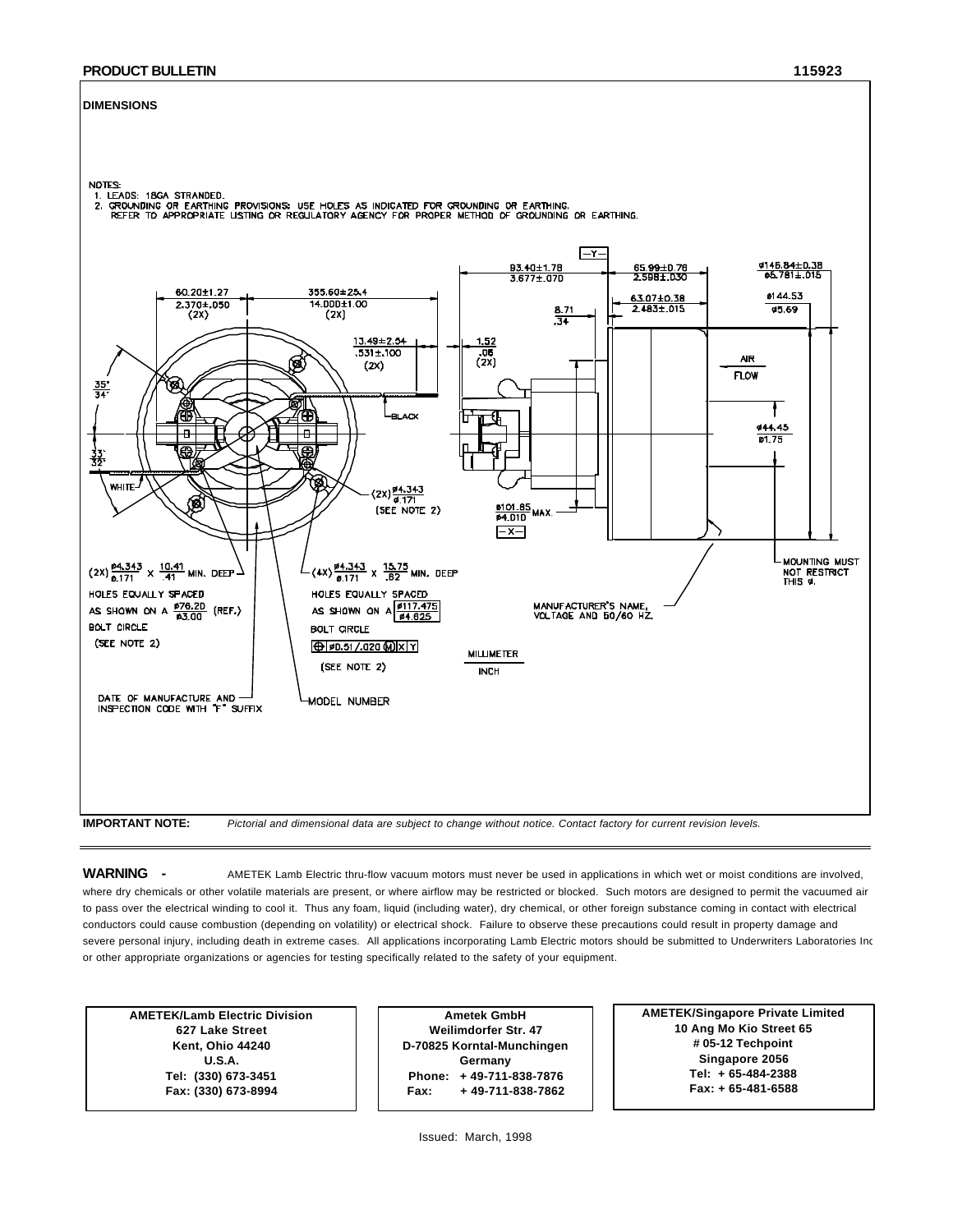## DIMENSIONS

NOTES:
1. LEADS: 18GA STRANDED.
2. GROUNDING OR EARTHING PROVISIONS: USE HOLES AS INDICATED FOR GROUNDING OR EARTHING. REFER TO APPROPRIATE LISTING OR REGULATORY AGENCY FOR PROPER METHOD OF GROUNDING OR EARTHING.

60.20±1.27
2.370±.050
(2X)

355.60±25.4
14.000±1.00
(2X)

13.49±2.54
.531±.100
(2X)

1.52
.06
(2X)

93.40±1.78
3.677±.070

65.99±0.76
2.598±.030

63.07±0.38
2.483±.015

8.71
.34

ø146.84±0.38
ø5.781±.015

ø144.53
ø5.69

ø44.45
ø1.75

ø101.85 MAX.
ø4.010

35°
34°

33°
32°

WHITE

BLACK

AIR FLOW

(2X) ø4.343
ø.171
(SEE NOTE 2)

-Y-

-X-

(2X) ø4.343 / ø.171 X 10.41 / .41 MIN. DEEP
HOLES EQUALLY SPACED
AS SHOWN ON A ø76.20 / ø3.00 (REF.)
BOLT CIRCLE
(SEE NOTE 2)

(4X) ø4.343 / ø.171 X 15.75 / .62 MIN. DEEP
HOLES EQUALLY SPACED
AS SHOWN ON A ø117.475 / ø4.625
BOLT CIRCLE
⊕ ø0.51/.020 Ⓜ X Y
(SEE NOTE 2)

MANUFACTURER'S NAME, VOLTAGE AND 50/60 HZ.

MOUNTING MUST NOT RESTRICT THIS ø.

MILLIMETER
INCH

DATE OF MANUFACTURE AND INSPECTION CODE WITH "F" SUFFIX

MODEL NUMBER

**IMPORTANT NOTE:** *Pictorial and dimensional data are subject to change without notice. Contact factory for current revision levels.*

---

**WARNING -** AMETEK Lamb Electric thru-flow vacuum motors must never be used in applications in which wet or moist conditions are involved, where dry chemicals or other volatile materials are present, or where airflow may be restricted or blocked. Such motors are designed to permit the vacuumed air to pass over the electrical winding to cool it. Thus any foam, liquid (including water), dry chemical, or other foreign substance coming in contact with electrical conductors could cause combustion (depending on volatility) or electrical shock. Failure to observe these precautions could result in property damage and severe personal injury, including death in extreme cases. All applications incorporating Lamb Electric motors should be submitted to Underwriters Laboratories Inc or other appropriate organizations or agencies for testing specifically related to the safety of your equipment.

**AMETEK/Lamb Electric Division**
**627 Lake Street**
**Kent, Ohio 44240**
**U.S.A.**
**Tel: (330) 673-3451**
**Fax: (330) 673-8994**

**Ametek GmbH**
**Weilimdorfer Str. 47**
**D-70825 Korntal-Munchingen**
**Germany**
**Phone: + 49-711-838-7876**
**Fax: + 49-711-838-7862**

**AMETEK/Singapore Private Limited**
**10 Ang Mo Kio Street 65**
**# 05-12 Techpoint**
**Singapore 2056**
**Tel: + 65-484-2388**
**Fax: + 65-481-6588**

Issued: March, 1998